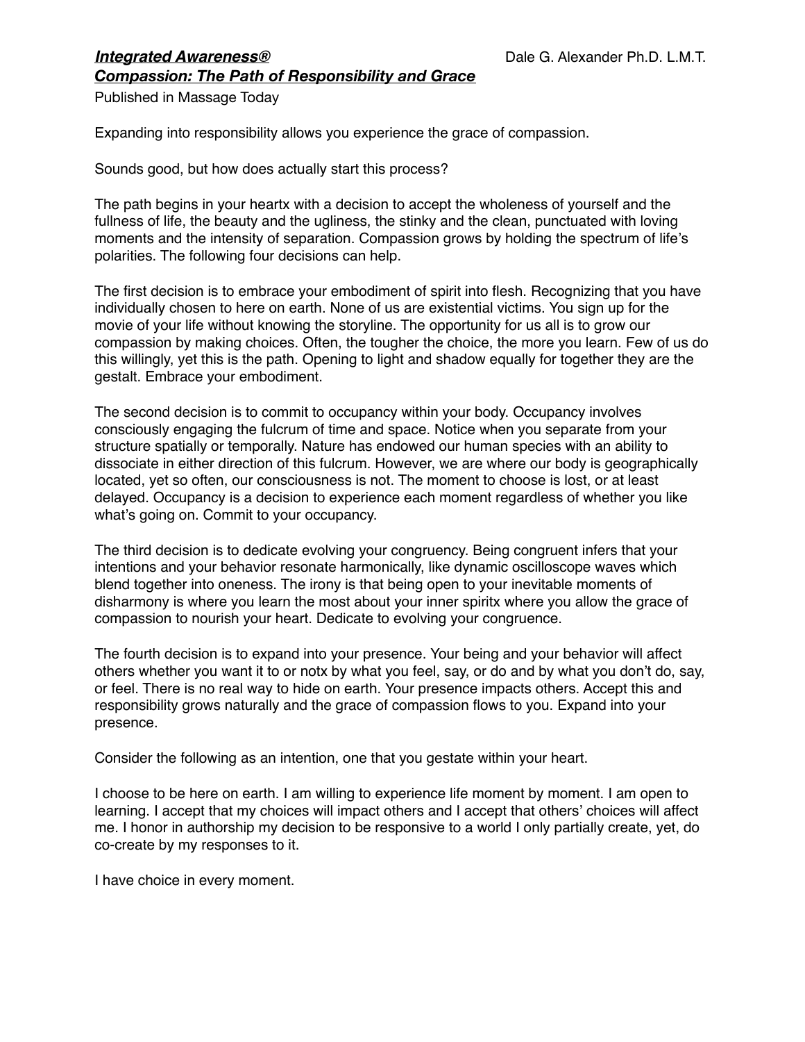***Integrated Awareness®*** Dale G. Alexander Ph.D. L.M.T.

***Compassion: The Path of Responsibility and Grace***

Published in Massage Today

Expanding into responsibility allows you experience the grace of compassion.

Sounds good, but how does actually start this process?

The path begins in your heartx with a decision to accept the wholeness of yourself and the fullness of life, the beauty and the ugliness, the stinky and the clean, punctuated with loving moments and the intensity of separation. Compassion grows by holding the spectrum of life's polarities. The following four decisions can help.

The first decision is to embrace your embodiment of spirit into flesh. Recognizing that you have individually chosen to here on earth. None of us are existential victims. You sign up for the movie of your life without knowing the storyline. The opportunity for us all is to grow our compassion by making choices. Often, the tougher the choice, the more you learn. Few of us do this willingly, yet this is the path. Opening to light and shadow equally for together they are the gestalt. Embrace your embodiment.

The second decision is to commit to occupancy within your body. Occupancy involves consciously engaging the fulcrum of time and space. Notice when you separate from your structure spatially or temporally. Nature has endowed our human species with an ability to dissociate in either direction of this fulcrum. However, we are where our body is geographically located, yet so often, our consciousness is not. The moment to choose is lost, or at least delayed. Occupancy is a decision to experience each moment regardless of whether you like what's going on. Commit to your occupancy.

The third decision is to dedicate evolving your congruency. Being congruent infers that your intentions and your behavior resonate harmonically, like dynamic oscilloscope waves which blend together into oneness. The irony is that being open to your inevitable moments of disharmony is where you learn the most about your inner spiritx where you allow the grace of compassion to nourish your heart. Dedicate to evolving your congruence.

The fourth decision is to expand into your presence. Your being and your behavior will affect others whether you want it to or notx by what you feel, say, or do and by what you don't do, say, or feel. There is no real way to hide on earth. Your presence impacts others. Accept this and responsibility grows naturally and the grace of compassion flows to you. Expand into your presence.

Consider the following as an intention, one that you gestate within your heart.

I choose to be here on earth. I am willing to experience life moment by moment. I am open to learning. I accept that my choices will impact others and I accept that others' choices will affect me. I honor in authorship my decision to be responsive to a world I only partially create, yet, do co-create by my responses to it.

I have choice in every moment.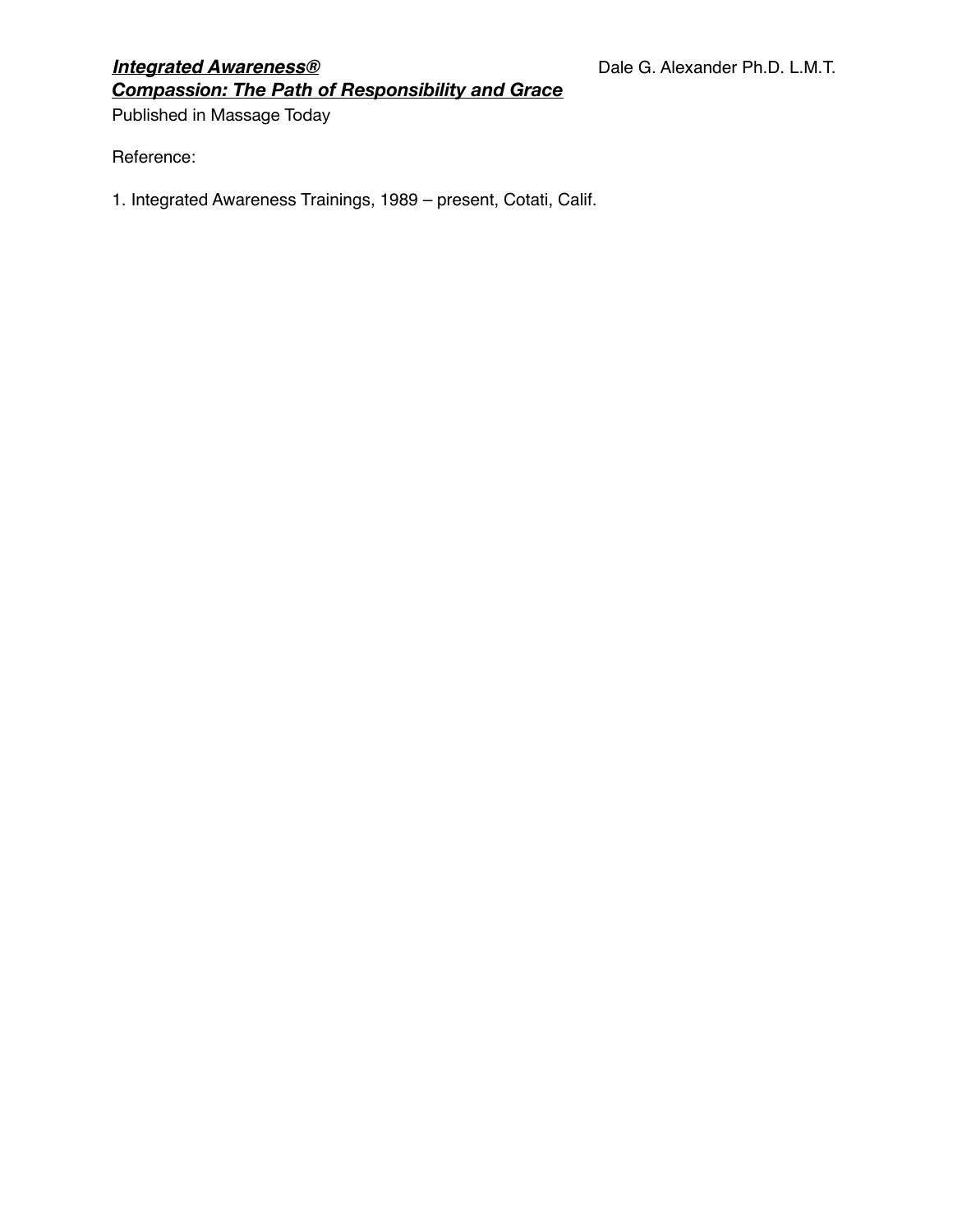Reference:

1. Integrated Awareness Trainings, 1989 – present, Cotati, Calif.